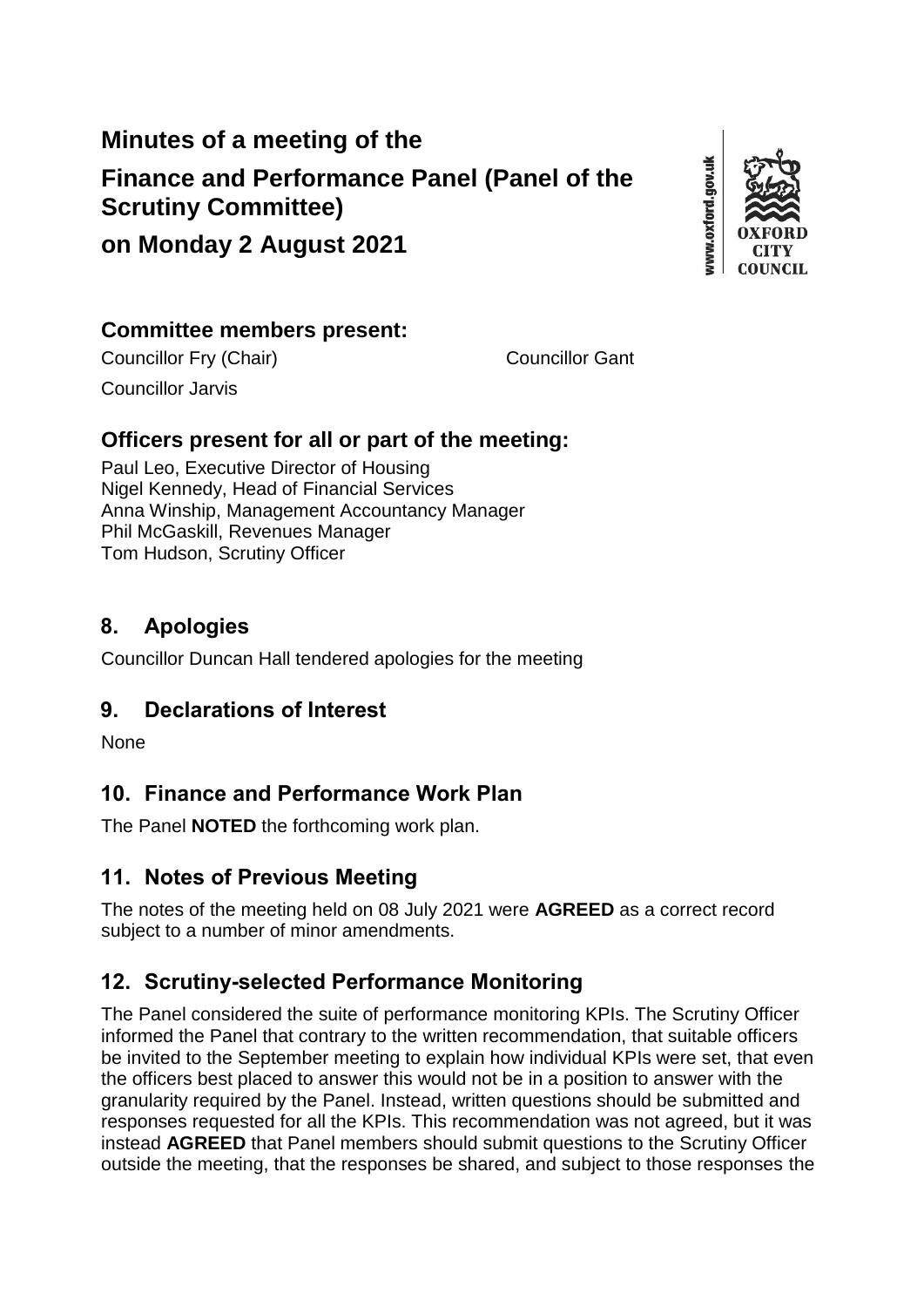# Minutes of a meeting of the

# Finance and Performance Panel (Panel of the Scrutiny Committee)

# on Monday 2 August 2021

## Committee members present:

Councillor Fry (Chair)

Councillor Gant

Councillor Jarvis

## Officers present for all or part of the meeting:

Paul Leo, Executive Director of Housing
Nigel Kennedy, Head of Financial Services
Anna Winship, Management Accountancy Manager
Phil McGaskill, Revenues Manager
Tom Hudson, Scrutiny Officer

## 8. Apologies

Councillor Duncan Hall tendered apologies for the meeting

## 9. Declarations of Interest

None

## 10. Finance and Performance Work Plan

The Panel **NOTED** the forthcoming work plan.

## 11. Notes of Previous Meeting

The notes of the meeting held on 08 July 2021 were **AGREED** as a correct record subject to a number of minor amendments.

## 12. Scrutiny-selected Performance Monitoring

The Panel considered the suite of performance monitoring KPIs. The Scrutiny Officer informed the Panel that contrary to the written recommendation, that suitable officers be invited to the September meeting to explain how individual KPIs were set, that even the officers best placed to answer this would not be in a position to answer with the granularity required by the Panel. Instead, written questions should be submitted and responses requested for all the KPIs. This recommendation was not agreed, but it was instead **AGREED** that Panel members should submit questions to the Scrutiny Officer outside the meeting, that the responses be shared, and subject to those responses the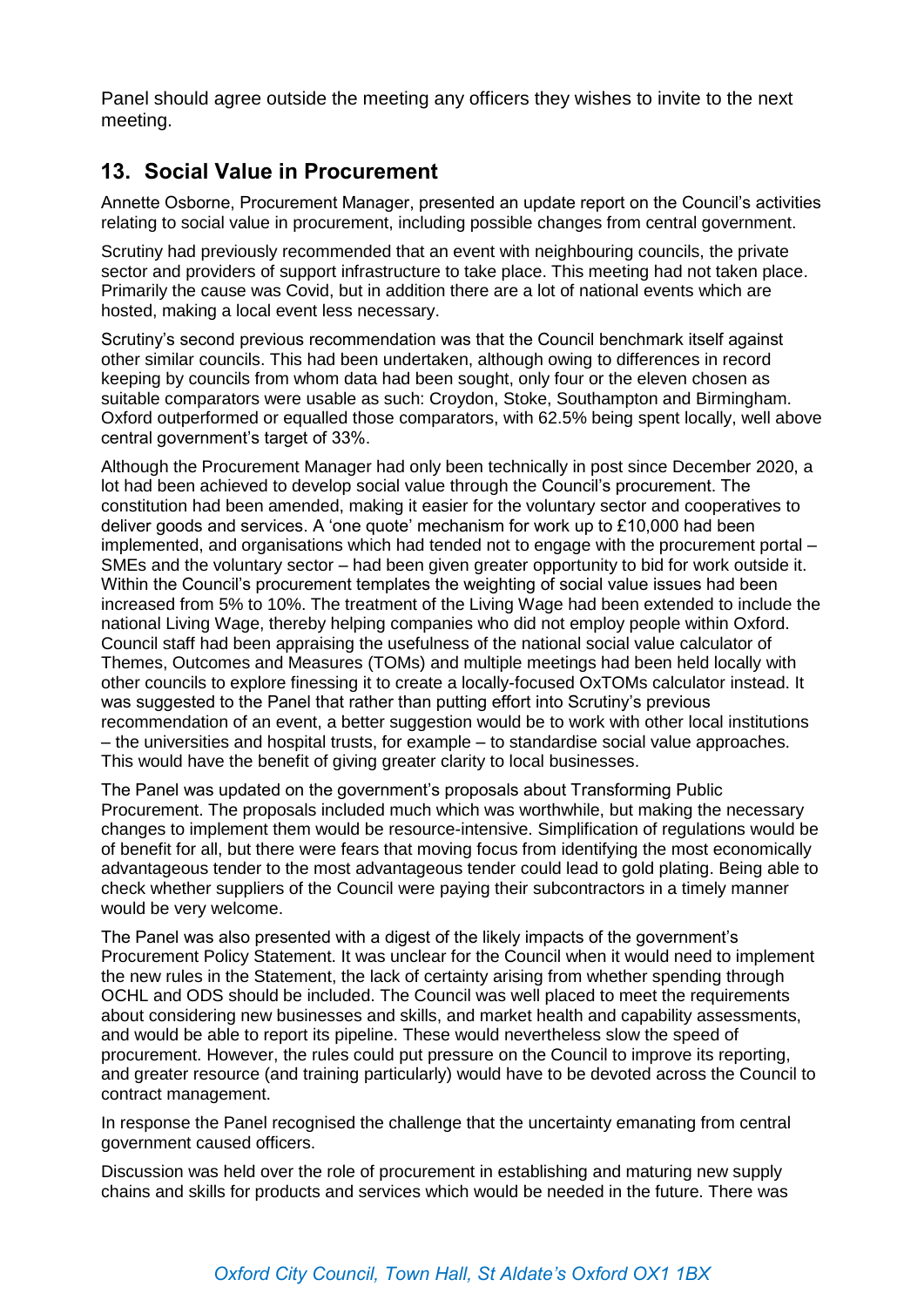Panel should agree outside the meeting any officers they wishes to invite to the next meeting.

## 13. Social Value in Procurement

Annette Osborne, Procurement Manager, presented an update report on the Council's activities relating to social value in procurement, including possible changes from central government.

Scrutiny had previously recommended that an event with neighbouring councils, the private sector and providers of support infrastructure to take place. This meeting had not taken place. Primarily the cause was Covid, but in addition there are a lot of national events which are hosted, making a local event less necessary.

Scrutiny's second previous recommendation was that the Council benchmark itself against other similar councils. This had been undertaken, although owing to differences in record keeping by councils from whom data had been sought, only four or the eleven chosen as suitable comparators were usable as such: Croydon, Stoke, Southampton and Birmingham. Oxford outperformed or equalled those comparators, with 62.5% being spent locally, well above central government's target of 33%.

Although the Procurement Manager had only been technically in post since December 2020, a lot had been achieved to develop social value through the Council's procurement. The constitution had been amended, making it easier for the voluntary sector and cooperatives to deliver goods and services. A 'one quote' mechanism for work up to £10,000 had been implemented, and organisations which had tended not to engage with the procurement portal – SMEs and the voluntary sector – had been given greater opportunity to bid for work outside it. Within the Council's procurement templates the weighting of social value issues had been increased from 5% to 10%. The treatment of the Living Wage had been extended to include the national Living Wage, thereby helping companies who did not employ people within Oxford. Council staff had been appraising the usefulness of the national social value calculator of Themes, Outcomes and Measures (TOMs) and multiple meetings had been held locally with other councils to explore finessing it to create a locally-focused OxTOMs calculator instead. It was suggested to the Panel that rather than putting effort into Scrutiny's previous recommendation of an event, a better suggestion would be to work with other local institutions – the universities and hospital trusts, for example – to standardise social value approaches. This would have the benefit of giving greater clarity to local businesses.

The Panel was updated on the government's proposals about Transforming Public Procurement. The proposals included much which was worthwhile, but making the necessary changes to implement them would be resource-intensive. Simplification of regulations would be of benefit for all, but there were fears that moving focus from identifying the most economically advantageous tender to the most advantageous tender could lead to gold plating. Being able to check whether suppliers of the Council were paying their subcontractors in a timely manner would be very welcome.

The Panel was also presented with a digest of the likely impacts of the government's Procurement Policy Statement. It was unclear for the Council when it would need to implement the new rules in the Statement, the lack of certainty arising from whether spending through OCHL and ODS should be included. The Council was well placed to meet the requirements about considering new businesses and skills, and market health and capability assessments, and would be able to report its pipeline. These would nevertheless slow the speed of procurement. However, the rules could put pressure on the Council to improve its reporting, and greater resource (and training particularly) would have to be devoted across the Council to contract management.

In response the Panel recognised the challenge that the uncertainty emanating from central government caused officers.

Discussion was held over the role of procurement in establishing and maturing new supply chains and skills for products and services which would be needed in the future. There was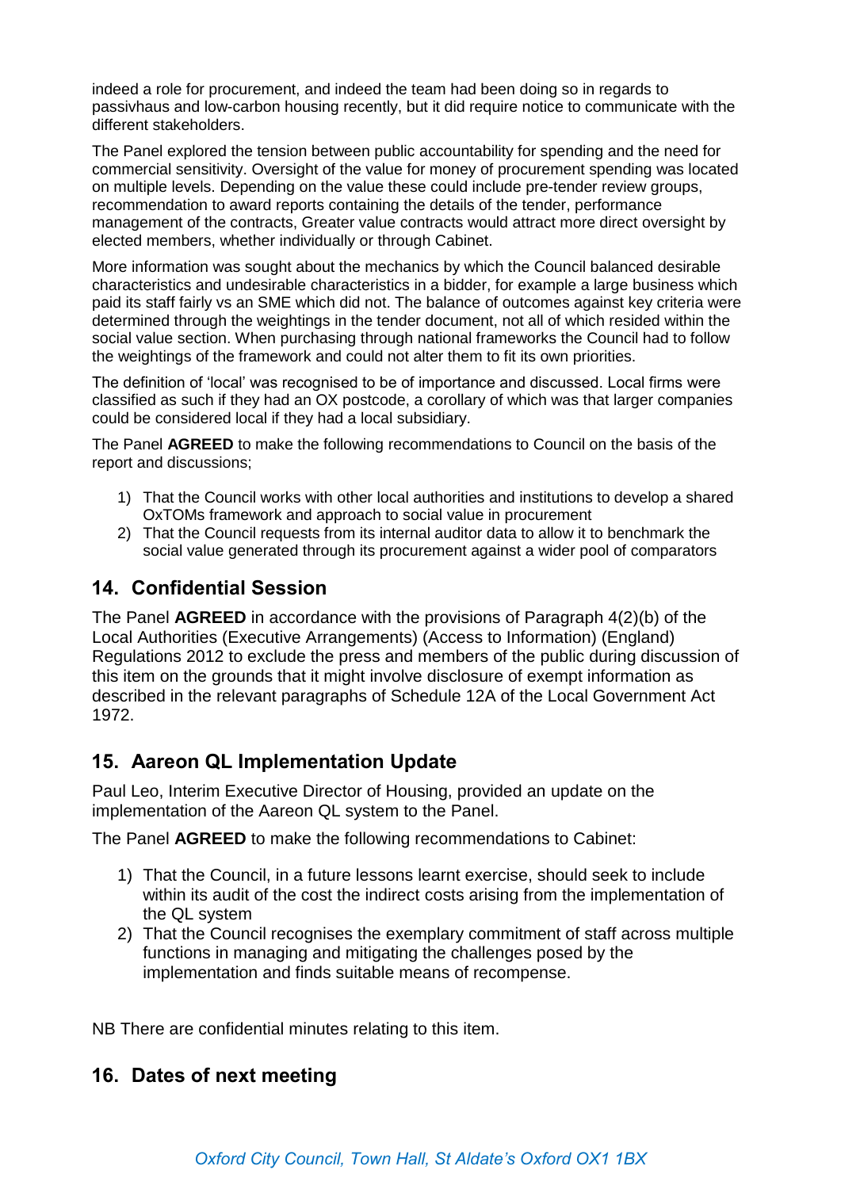indeed a role for procurement, and indeed the team had been doing so in regards to passivhaus and low-carbon housing recently, but it did require notice to communicate with the different stakeholders.

The Panel explored the tension between public accountability for spending and the need for commercial sensitivity. Oversight of the value for money of procurement spending was located on multiple levels. Depending on the value these could include pre-tender review groups, recommendation to award reports containing the details of the tender, performance management of the contracts, Greater value contracts would attract more direct oversight by elected members, whether individually or through Cabinet.

More information was sought about the mechanics by which the Council balanced desirable characteristics and undesirable characteristics in a bidder, for example a large business which paid its staff fairly vs an SME which did not. The balance of outcomes against key criteria were determined through the weightings in the tender document, not all of which resided within the social value section. When purchasing through national frameworks the Council had to follow the weightings of the framework and could not alter them to fit its own priorities.

The definition of 'local' was recognised to be of importance and discussed. Local firms were classified as such if they had an OX postcode, a corollary of which was that larger companies could be considered local if they had a local subsidiary.

The Panel **AGREED** to make the following recommendations to Council on the basis of the report and discussions;

1) That the Council works with other local authorities and institutions to develop a shared OxTOMs framework and approach to social value in procurement
2) That the Council requests from its internal auditor data to allow it to benchmark the social value generated through its procurement against a wider pool of comparators

## 14. Confidential Session

The Panel **AGREED** in accordance with the provisions of Paragraph 4(2)(b) of the Local Authorities (Executive Arrangements) (Access to Information) (England) Regulations 2012 to exclude the press and members of the public during discussion of this item on the grounds that it might involve disclosure of exempt information as described in the relevant paragraphs of Schedule 12A of the Local Government Act 1972.

## 15. Aareon QL Implementation Update

Paul Leo, Interim Executive Director of Housing, provided an update on the implementation of the Aareon QL system to the Panel.

The Panel **AGREED** to make the following recommendations to Cabinet:

1) That the Council, in a future lessons learnt exercise, should seek to include within its audit of the cost the indirect costs arising from the implementation of the QL system
2) That the Council recognises the exemplary commitment of staff across multiple functions in managing and mitigating the challenges posed by the implementation and finds suitable means of recompense.

NB There are confidential minutes relating to this item.

## 16. Dates of next meeting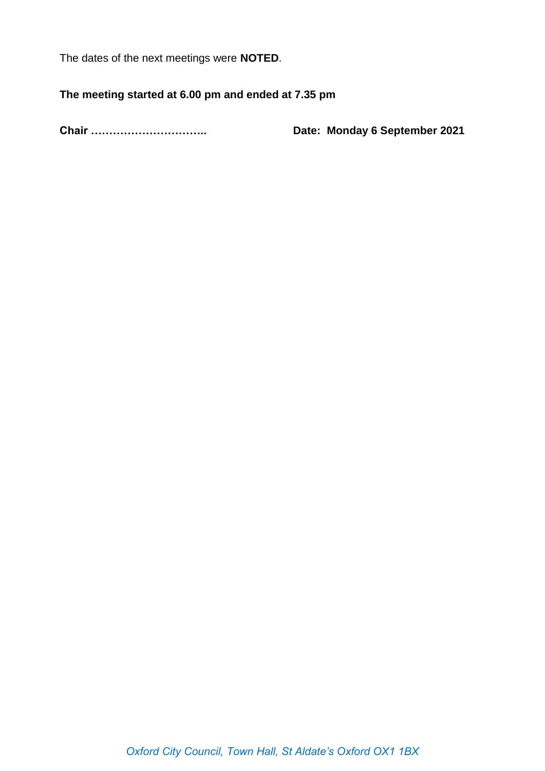The dates of the next meetings were **NOTED**.

**The meeting started at 6.00 pm and ended at 7.35 pm**

**Chair …………………………..** **Date: Monday 6 September 2021**